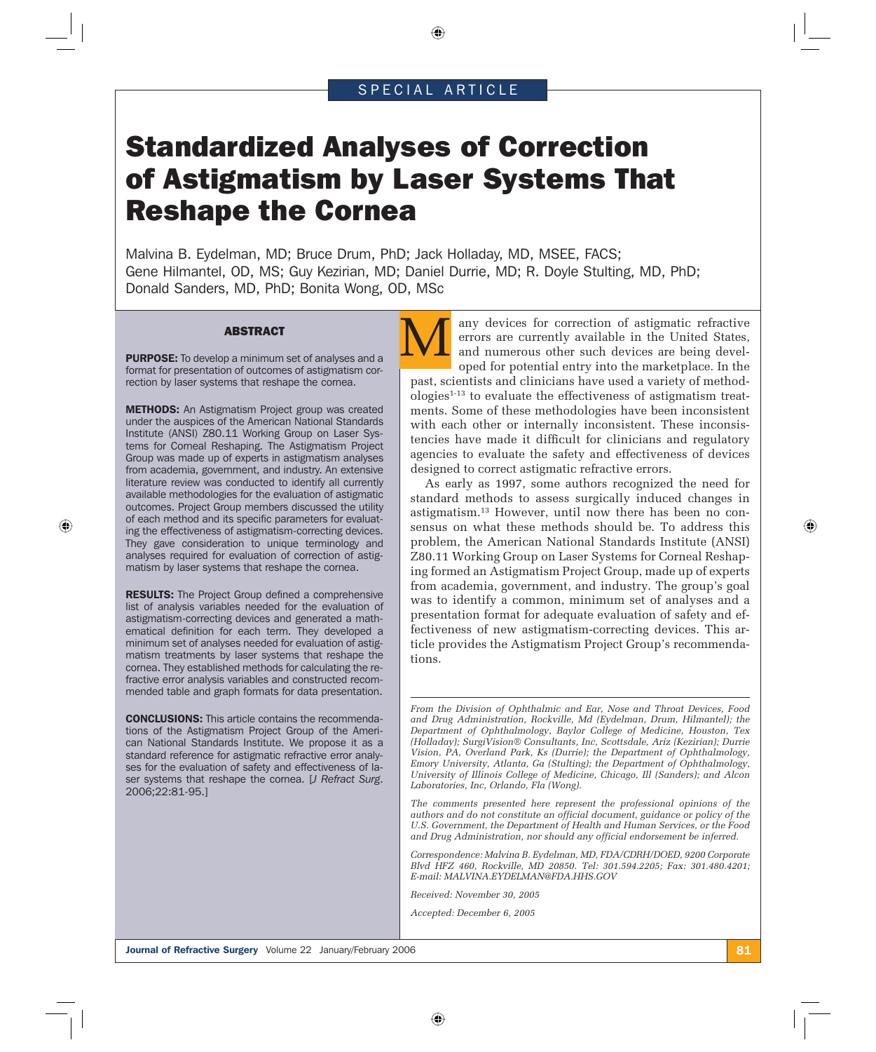SPECIAL ARTICLE

# Standardized Analyses of Correction of Astigmatism by Laser Systems That Reshape the Cornea

Malvina B. Eydelman, MD; Bruce Drum, PhD; Jack Holladay, MD, MSEE, FACS; Gene Hilmantel, OD, MS; Guy Kezirian, MD; Daniel Durrie, MD; R. Doyle Stulting, MD, PhD; Donald Sanders, MD, PhD; Bonita Wong, OD, MSc

## ABSTRACT

**PURPOSE:** To develop a minimum set of analyses and a format for presentation of outcomes of astigmatism correction by laser systems that reshape the cornea.

**METHODS:** An Astigmatism Project group was created under the auspices of the American National Standards Institute (ANSI) Z80.11 Working Group on Laser Systems for Corneal Reshaping. The Astigmatism Project Group was made up of experts in astigmatism analyses from academia, government, and industry. An extensive literature review was conducted to identify all currently available methodologies for the evaluation of astigmatic outcomes. Project Group members discussed the utility of each method and its specific parameters for evaluating the effectiveness of astigmatism-correcting devices. They gave consideration to unique terminology and analyses required for evaluation of correction of astigmatism by laser systems that reshape the cornea.

**RESULTS:** The Project Group defined a comprehensive list of analysis variables needed for the evaluation of astigmatism-correcting devices and generated a mathematical definition for each term. They developed a minimum set of analyses needed for evaluation of astigmatism treatments by laser systems that reshape the cornea. They established methods for calculating the refractive error analysis variables and constructed recommended table and graph formats for data presentation.

**CONCLUSIONS:** This article contains the recommendations of the Astigmatism Project Group of the American National Standards Institute. We propose it as a standard reference for astigmatic refractive error analyses for the evaluation of safety and effectiveness of laser systems that reshape the cornea. [*J Refract Surg*. 2006;22:81-95.]

Many devices for correction of astigmatic refractive errors are currently available in the United States, and numerous other such devices are being developed for potential entry into the marketplace. In the past, scientists and clinicians have used a variety of methodologies[1-13] to evaluate the effectiveness of astigmatism treatments. Some of these methodologies have been inconsistent with each other or internally inconsistent. These inconsistencies have made it difficult for clinicians and regulatory agencies to evaluate the safety and effectiveness of devices designed to correct astigmatic refractive errors.

As early as 1997, some authors recognized the need for standard methods to assess surgically induced changes in astigmatism.[13] However, until now there has been no consensus on what these methods should be. To address this problem, the American National Standards Institute (ANSI) Z80.11 Working Group on Laser Systems for Corneal Reshaping formed an Astigmatism Project Group, made up of experts from academia, government, and industry. The group's goal was to identify a common, minimum set of analyses and a presentation format for adequate evaluation of safety and effectiveness of new astigmatism-correcting devices. This article provides the Astigmatism Project Group's recommendations.

*From the Division of Ophthalmic and Ear, Nose and Throat Devices, Food and Drug Administration, Rockville, Md (Eydelman, Drum, Hilmantel); the Department of Ophthalmology, Baylor College of Medicine, Houston, Tex (Holladay); SurgiVision® Consultants, Inc, Scottsdale, Ariz (Kezirian); Durrie Vision, PA, Overland Park, Ks (Durrie); the Department of Ophthalmology, Emory University, Atlanta, Ga (Stulting); the Department of Ophthalmology, University of Illinois College of Medicine, Chicago, Ill (Sanders); and Alcon Laboratories, Inc, Orlando, Fla (Wong).*

*The comments presented here represent the professional opinions of the authors and do not constitute an official document, guidance or policy of the U.S. Government, the Department of Health and Human Services, or the Food and Drug Administration, nor should any official endorsement be inferred.*

*Correspondence: Malvina B. Eydelman, MD, FDA/CDRH/DOED, 9200 Corporate Blvd HFZ 460, Rockville, MD 20850. Tel: 301.594.2205; Fax: 301.480.4201; E-mail: MALVINA.EYDELMAN@FDA.HHS.GOV*

*Received: November 30, 2005*

*Accepted: December 6, 2005*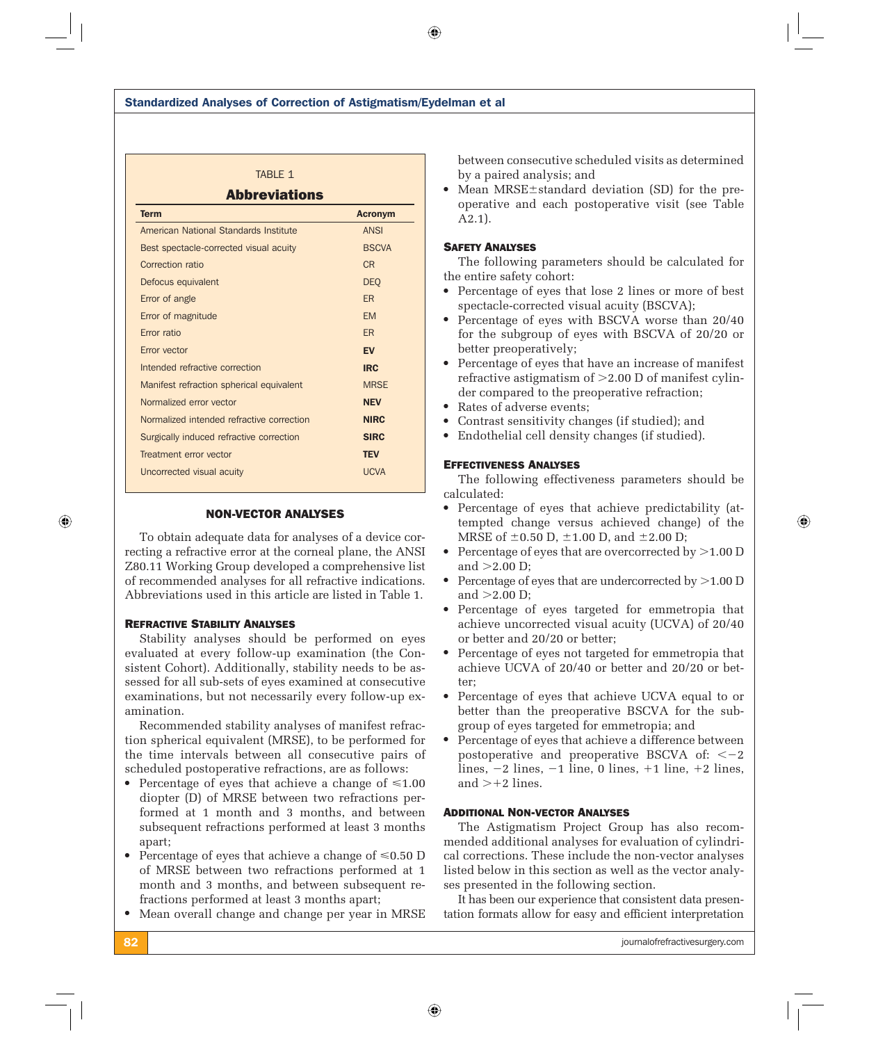TABLE 1

**Abbreviations**

| Term | Acronym |
|---|---|
| American National Standards Institute | ANSI |
| Best spectacle-corrected visual acuity | BSCVA |
| Correction ratio | CR |
| Defocus equivalent | DEQ |
| Error of angle | ER |
| Error of magnitude | EM |
| Error ratio | ER |
| Error vector | **EV** |
| Intended refractive correction | **IRC** |
| Manifest refraction spherical equivalent | MRSE |
| Normalized error vector | **NEV** |
| Normalized intended refractive correction | **NIRC** |
| Surgically induced refractive correction | **SIRC** |
| Treatment error vector | **TEV** |
| Uncorrected visual acuity | UCVA |

## NON-VECTOR ANALYSES

To obtain adequate data for analyses of a device correcting a refractive error at the corneal plane, the ANSI Z80.11 Working Group developed a comprehensive list of recommended analyses for all refractive indications. Abbreviations used in this article are listed in Table 1.

### Refractive Stability Analyses

Stability analyses should be performed on eyes evaluated at every follow-up examination (the Consistent Cohort). Additionally, stability needs to be assessed for all sub-sets of eyes examined at consecutive examinations, but not necessarily every follow-up examination.

Recommended stability analyses of manifest refraction spherical equivalent (MRSE), to be performed for the time intervals between all consecutive pairs of scheduled postoperative refractions, are as follows:

- Percentage of eyes that achieve a change of $\leqslant$1.00 diopter (D) of MRSE between two refractions performed at 1 month and 3 months, and between subsequent refractions performed at least 3 months apart;
- Percentage of eyes that achieve a change of $\leqslant$0.50 D of MRSE between two refractions performed at 1 month and 3 months, and between subsequent refractions performed at least 3 months apart;
- Mean overall change and change per year in MRSE between consecutive scheduled visits as determined by a paired analysis; and
- Mean MRSE$\pm$standard deviation (SD) for the preoperative and each postoperative visit (see Table A2.1).

### Safety Analyses

The following parameters should be calculated for the entire safety cohort:

- Percentage of eyes that lose 2 lines or more of best spectacle-corrected visual acuity (BSCVA);
- Percentage of eyes with BSCVA worse than 20/40 for the subgroup of eyes with BSCVA of 20/20 or better preoperatively;
- Percentage of eyes that have an increase of manifest refractive astigmatism of >2.00 D of manifest cylinder compared to the preoperative refraction;
- Rates of adverse events;
- Contrast sensitivity changes (if studied); and
- Endothelial cell density changes (if studied).

### Effectiveness Analyses

The following effectiveness parameters should be calculated:

- Percentage of eyes that achieve predictability (attempted change versus achieved change) of the MRSE of $\pm$0.50 D, $\pm$1.00 D, and $\pm$2.00 D;
- Percentage of eyes that are overcorrected by >1.00 D and >2.00 D;
- Percentage of eyes that are undercorrected by >1.00 D and >2.00 D;
- Percentage of eyes targeted for emmetropia that achieve uncorrected visual acuity (UCVA) of 20/40 or better and 20/20 or better;
- Percentage of eyes not targeted for emmetropia that achieve UCVA of 20/40 or better and 20/20 or better;
- Percentage of eyes that achieve UCVA equal to or better than the preoperative BSCVA for the subgroup of eyes targeted for emmetropia; and
- Percentage of eyes that achieve a difference between postoperative and preoperative BSCVA of: $<-2$ lines, $-2$ lines, $-1$ line, 0 lines, +1 line, +2 lines, and $>+2$ lines.

### Additional Non-vector Analyses

The Astigmatism Project Group has also recommended additional analyses for evaluation of cylindrical corrections. These include the non-vector analyses listed below in this section as well as the vector analyses presented in the following section.

It has been our experience that consistent data presentation formats allow for easy and efficient interpretation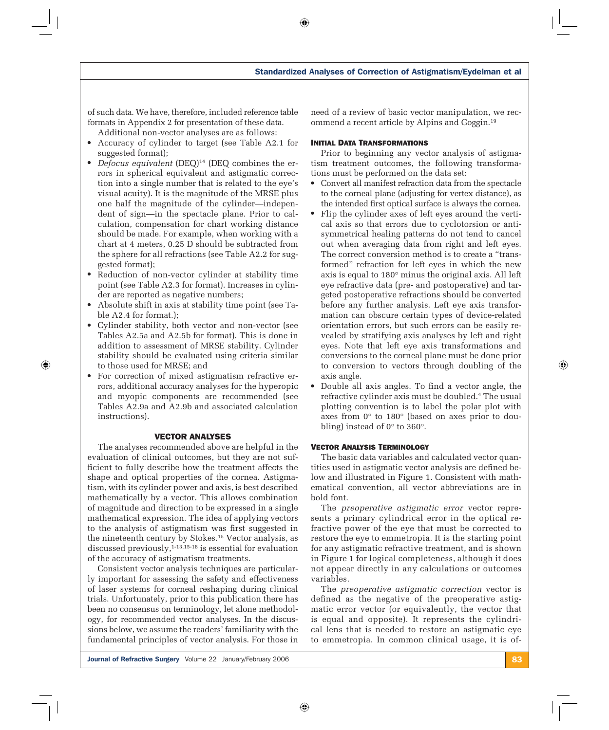of such data. We have, therefore, included reference table formats in Appendix 2 for presentation of these data.

Additional non-vector analyses are as follows:

- Accuracy of cylinder to target (see Table A2.1 for suggested format);
- *Defocus equivalent* (DEQ)[14] (DEQ combines the errors in spherical equivalent and astigmatic correction into a single number that is related to the eye's visual acuity). It is the magnitude of the MRSE plus one half the magnitude of the cylinder—independent of sign—in the spectacle plane. Prior to calculation, compensation for chart working distance should be made. For example, when working with a chart at 4 meters, 0.25 D should be subtracted from the sphere for all refractions (see Table A2.2 for suggested format);
- Reduction of non-vector cylinder at stability time point (see Table A2.3 for format). Increases in cylinder are reported as negative numbers;
- Absolute shift in axis at stability time point (see Table A2.4 for format.);
- Cylinder stability, both vector and non-vector (see Tables A2.5a and A2.5b for format). This is done in addition to assessment of MRSE stability. Cylinder stability should be evaluated using criteria similar to those used for MRSE; and
- For correction of mixed astigmatism refractive errors, additional accuracy analyses for the hyperopic and myopic components are recommended (see Tables A2.9a and A2.9b and associated calculation instructions).

## VECTOR ANALYSES

The analyses recommended above are helpful in the evaluation of clinical outcomes, but they are not sufficient to fully describe how the treatment affects the shape and optical properties of the cornea. Astigmatism, with its cylinder power and axis, is best described mathematically by a vector. This allows combination of magnitude and direction to be expressed in a single mathematical expression. The idea of applying vectors to the analysis of astigmatism was first suggested in the nineteenth century by Stokes.[15] Vector analysis, as discussed previously,[1-13,15-18] is essential for evaluation of the accuracy of astigmatism treatments.

Consistent vector analysis techniques are particularly important for assessing the safety and effectiveness of laser systems for corneal reshaping during clinical trials. Unfortunately, prior to this publication there has been no consensus on terminology, let alone methodology, for recommended vector analyses. In the discussions below, we assume the readers' familiarity with the fundamental principles of vector analysis. For those in need of a review of basic vector manipulation, we recommend a recent article by Alpins and Goggin.[19]

### Initial Data Transformations

Prior to beginning any vector analysis of astigmatism treatment outcomes, the following transformations must be performed on the data set:

- Convert all manifest refraction data from the spectacle to the corneal plane (adjusting for vertex distance), as the intended first optical surface is always the cornea.
- Flip the cylinder axes of left eyes around the vertical axis so that errors due to cyclotorsion or antisymmetrical healing patterns do not tend to cancel out when averaging data from right and left eyes. The correct conversion method is to create a "transformed" refraction for left eyes in which the new axis is equal to 180° minus the original axis. All left eye refractive data (pre- and postoperative) and targeted postoperative refractions should be converted before any further analysis. Left eye axis transformation can obscure certain types of device-related orientation errors, but such errors can be easily revealed by stratifying axis analyses by left and right eyes. Note that left eye axis transformations and conversions to the corneal plane must be done prior to conversion to vectors through doubling of the axis angle.
- Double all axis angles. To find a vector angle, the refractive cylinder axis must be doubled.[4] The usual plotting convention is to label the polar plot with axes from 0° to 180° (based on axes prior to doubling) instead of 0° to 360°.

### Vector Analysis Terminology

The basic data variables and calculated vector quantities used in astigmatic vector analysis are defined below and illustrated in Figure 1. Consistent with mathematical convention, all vector abbreviations are in bold font.

The *preoperative astigmatic error* vector represents a primary cylindrical error in the optical refractive power of the eye that must be corrected to restore the eye to emmetropia. It is the starting point for any astigmatic refractive treatment, and is shown in Figure 1 for logical completeness, although it does not appear directly in any calculations or outcomes variables.

The *preoperative astigmatic correction* vector is defined as the negative of the preoperative astigmatic error vector (or equivalently, the vector that is equal and opposite). It represents the cylindrical lens that is needed to restore an astigmatic eye to emmetropia. In common clinical usage, it is of-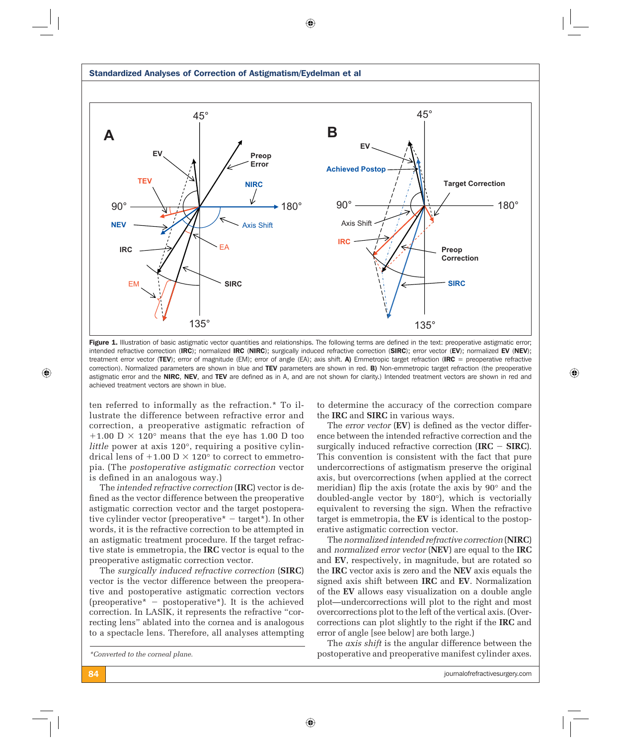**Figure 1.** Illustration of basic astigmatic vector quantities and relationships. The following terms are defined in the text: preoperative astigmatic error; intended refractive correction (**IRC**); normalized **IRC** (**NIRC**); surgically induced refractive correction (**SIRC**); error vector (**EV**); normalized **EV** (**NEV**); treatment error vector (**TEV**); error of magnitude (EM); error of angle (EA); axis shift. **A)** Emmetropic target refraction (**IRC** = preoperative refractive correction). Normalized parameters are shown in blue and **TEV** parameters are shown in red. **B)** Non-emmetropic target refraction (the preoperative astigmatic error and the **NIRC**, **NEV**, and **TEV** are defined as in A, and are not shown for clarity.) Intended treatment vectors are shown in red and achieved treatment vectors are shown in blue.

ten referred to informally as the refraction.* To illustrate the difference between refractive error and correction, a preoperative astigmatic refraction of +1.00 D × 120° means that the eye has 1.00 D too *little* power at axis 120°, requiring a positive cylindrical lens of +1.00 D × 120° to correct to emmetropia. (The *postoperative astigmatic correction* vector is defined in an analogous way.)

The *intended refractive correction* (**IRC**) vector is defined as the vector difference between the preoperative astigmatic correction vector and the target postoperative cylinder vector (preoperative* − target*). In other words, it is the refractive correction to be attempted in an astigmatic treatment procedure. If the target refractive state is emmetropia, the **IRC** vector is equal to the preoperative astigmatic correction vector.

The *surgically induced refractive correction* (**SIRC**) vector is the vector difference between the preoperative and postoperative astigmatic correction vectors (preoperative* − postoperative*). It is the achieved correction. In LASIK, it represents the refractive "correcting lens" ablated into the cornea and is analogous to a spectacle lens. Therefore, all analyses attempting to determine the accuracy of the correction compare the **IRC** and **SIRC** in various ways.

The *error vector* (**EV**) is defined as the vector difference between the intended refractive correction and the surgically induced refractive correction (**IRC** − **SIRC**). This convention is consistent with the fact that pure undercorrections of astigmatism preserve the original axis, but overcorrections (when applied at the correct meridian) flip the axis (rotate the axis by 90° and the doubled-angle vector by 180°), which is vectorially equivalent to reversing the sign. When the refractive target is emmetropia, the **EV** is identical to the postoperative astigmatic correction vector.

The *normalized intended refractive correction* (**NIRC**) and *normalized error vector* (**NEV**) are equal to the **IRC** and **EV**, respectively, in magnitude, but are rotated so the **IRC** vector axis is zero and the **NEV** axis equals the signed axis shift between **IRC** and **EV**. Normalization of the **EV** allows easy visualization on a double angle plot—undercorrections will plot to the right and most overcorrections plot to the left of the vertical axis. (Overcorrections can plot slightly to the right if the **IRC** and error of angle [see below] are both large.)

The *axis shift* is the angular difference between the postoperative and preoperative manifest cylinder axes.

*Converted to the corneal plane.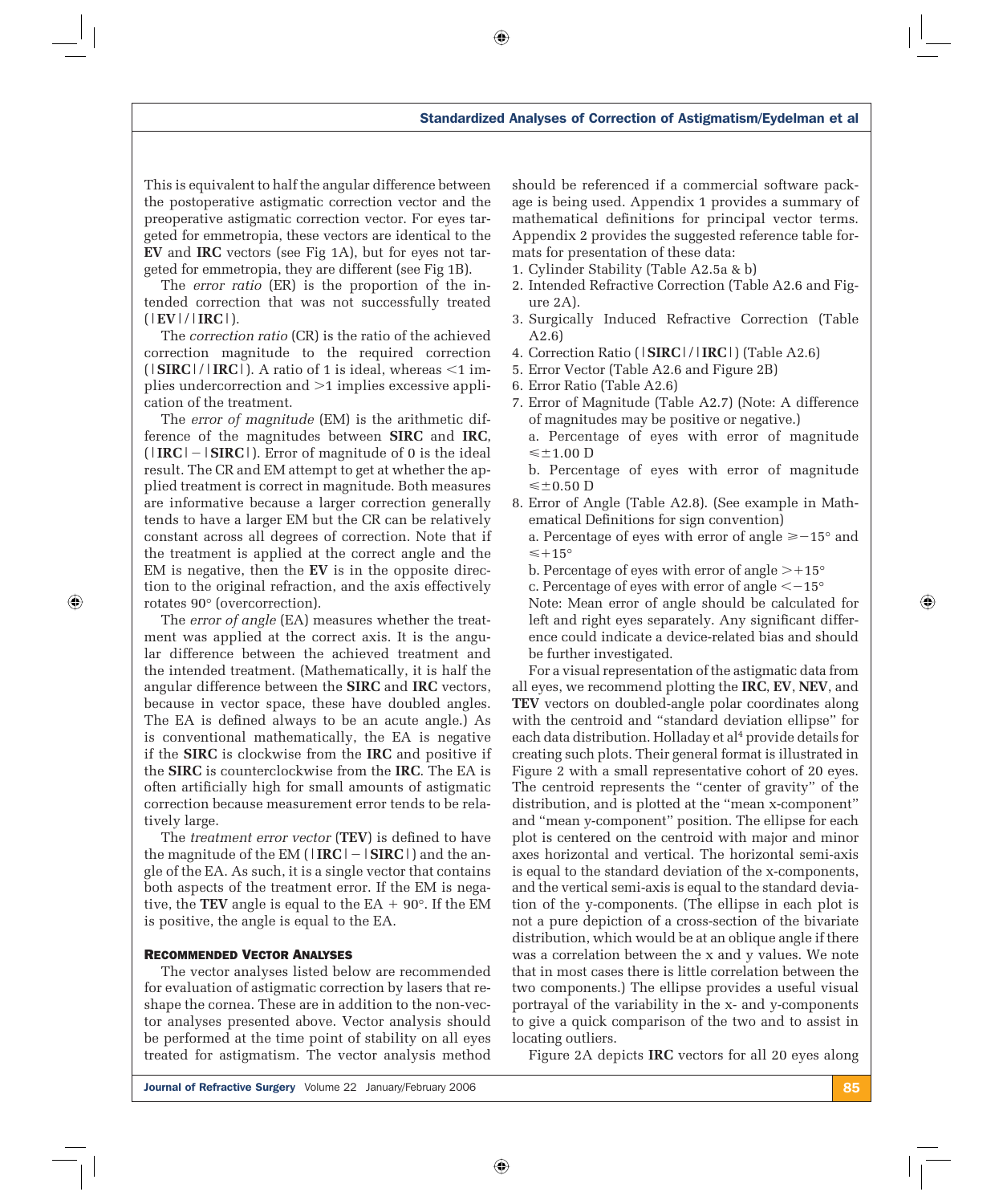This is equivalent to half the angular difference between the postoperative astigmatic correction vector and the preoperative astigmatic correction vector. For eyes targeted for emmetropia, these vectors are identical to the **EV** and **IRC** vectors (see Fig 1A), but for eyes not targeted for emmetropia, they are different (see Fig 1B).

The *error ratio* (ER) is the proportion of the intended correction that was not successfully treated (|**EV**|/|**IRC**|).

The *correction ratio* (CR) is the ratio of the achieved correction magnitude to the required correction (|**SIRC**|/|**IRC**|). A ratio of 1 is ideal, whereas <1 implies undercorrection and >1 implies excessive application of the treatment.

The *error of magnitude* (EM) is the arithmetic difference of the magnitudes between **SIRC** and **IRC**, (|**IRC**| − |**SIRC**|). Error of magnitude of 0 is the ideal result. The CR and EM attempt to get at whether the applied treatment is correct in magnitude. Both measures are informative because a larger correction generally tends to have a larger EM but the CR can be relatively constant across all degrees of correction. Note that if the treatment is applied at the correct angle and the EM is negative, then the **EV** is in the opposite direction to the original refraction, and the axis effectively rotates 90° (overcorrection).

The *error of angle* (EA) measures whether the treatment was applied at the correct axis. It is the angular difference between the achieved treatment and the intended treatment. (Mathematically, it is half the angular difference between the **SIRC** and **IRC** vectors, because in vector space, these have doubled angles. The EA is defined always to be an acute angle.) As is conventional mathematically, the EA is negative if the **SIRC** is clockwise from the **IRC** and positive if the **SIRC** is counterclockwise from the **IRC**. The EA is often artificially high for small amounts of astigmatic correction because measurement error tends to be relatively large.

The *treatment error vector* (**TEV**) is defined to have the magnitude of the EM (|**IRC**| − |**SIRC**|) and the angle of the EA. As such, it is a single vector that contains both aspects of the treatment error. If the EM is negative, the **TEV** angle is equal to the EA + 90°. If the EM is positive, the angle is equal to the EA.

### Recommended Vector Analyses

The vector analyses listed below are recommended for evaluation of astigmatic correction by lasers that reshape the cornea. These are in addition to the non-vector analyses presented above. Vector analysis should be performed at the time point of stability on all eyes treated for astigmatism. The vector analysis method should be referenced if a commercial software package is being used. Appendix 1 provides a summary of mathematical definitions for principal vector terms. Appendix 2 provides the suggested reference table formats for presentation of these data:

1. Cylinder Stability (Table A2.5a & b)
2. Intended Refractive Correction (Table A2.6 and Figure 2A).
3. Surgically Induced Refractive Correction (Table A2.6)
4. Correction Ratio (|**SIRC**|/|**IRC**|) (Table A2.6)
5. Error Vector (Table A2.6 and Figure 2B)
6. Error Ratio (Table A2.6)
7. Error of Magnitude (Table A2.7) (Note: A difference of magnitudes may be positive or negative.)
   a. Percentage of eyes with error of magnitude ≤±1.00 D
   b. Percentage of eyes with error of magnitude ≤±0.50 D
8. Error of Angle (Table A2.8). (See example in Mathematical Definitions for sign convention)
   a. Percentage of eyes with error of angle ≥−15° and ≤+15°
   b. Percentage of eyes with error of angle >+15°
   c. Percentage of eyes with error of angle <−15°
   Note: Mean error of angle should be calculated for left and right eyes separately. Any significant difference could indicate a device-related bias and should be further investigated.

For a visual representation of the astigmatic data from all eyes, we recommend plotting the **IRC**, **EV**, **NEV**, and **TEV** vectors on doubled-angle polar coordinates along with the centroid and "standard deviation ellipse" for each data distribution. Holladay et al[4] provide details for creating such plots. Their general format is illustrated in Figure 2 with a small representative cohort of 20 eyes. The centroid represents the "center of gravity" of the distribution, and is plotted at the "mean x-component" and "mean y-component" position. The ellipse for each plot is centered on the centroid with major and minor axes horizontal and vertical. The horizontal semi-axis is equal to the standard deviation of the x-components, and the vertical semi-axis is equal to the standard deviation of the y-components. (The ellipse in each plot is not a pure depiction of a cross-section of the bivariate distribution, which would be at an oblique angle if there was a correlation between the x and y values. We note that in most cases there is little correlation between the two components.) The ellipse provides a useful visual portrayal of the variability in the x- and y-components to give a quick comparison of the two and to assist in locating outliers.

Figure 2A depicts **IRC** vectors for all 20 eyes along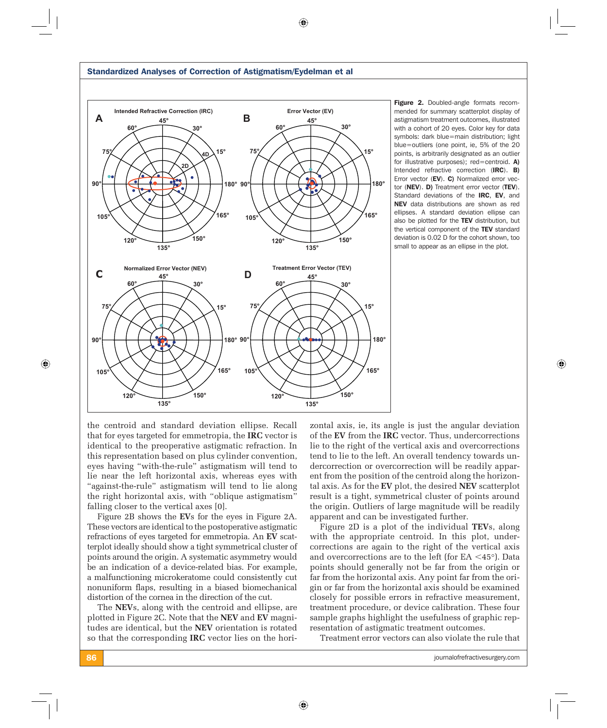**Figure 2.** Doubled-angle formats recommended for summary scatterplot display of astigmatism treatment outcomes, illustrated with a cohort of 20 eyes. Color key for data symbols: dark blue=main distribution; light blue=outliers (one point, ie, 5% of the 20 points, is arbitrarily designated as an outlier for illustrative purposes); red=centroid. **A)** Intended refractive correction (**IRC**). **B)** Error vector (**EV**). **C)** Normalized error vector (**NEV**). **D)** Treatment error vector (**TEV**). Standard deviations of the **IRC**, **EV**, and **NEV** data distributions are shown as red ellipses. A standard deviation ellipse can also be plotted for the **TEV** distribution, but the vertical component of the **TEV** standard deviation is 0.02 D for the cohort shown, too small to appear as an ellipse in the plot.

the centroid and standard deviation ellipse. Recall that for eyes targeted for emmetropia, the **IRC** vector is identical to the preoperative astigmatic refraction. In this representation based on plus cylinder convention, eyes having "with-the-rule" astigmatism will tend to lie near the left horizontal axis, whereas eyes with "against-the-rule" astigmatism will tend to lie along the right horizontal axis, with "oblique astigmatism" falling closer to the vertical axes [0].

Figure 2B shows the **EV**s for the eyes in Figure 2A. These vectors are identical to the postoperative astigmatic refractions of eyes targeted for emmetropia. An **EV** scatterplot ideally should show a tight symmetrical cluster of points around the origin. A systematic asymmetry would be an indication of a device-related bias. For example, a malfunctioning microkeratome could consistently cut nonuniform flaps, resulting in a biased biomechanical distortion of the cornea in the direction of the cut.

The **NEV**s, along with the centroid and ellipse, are plotted in Figure 2C. Note that the **NEV** and **EV** magnitudes are identical, but the **NEV** orientation is rotated so that the corresponding **IRC** vector lies on the horizontal axis, ie, its angle is just the angular deviation of the **EV** from the **IRC** vector. Thus, undercorrections lie to the right of the vertical axis and overcorrections tend to lie to the left. An overall tendency towards undercorrection or overcorrection will be readily apparent from the position of the centroid along the horizontal axis. As for the **EV** plot, the desired **NEV** scatterplot result is a tight, symmetrical cluster of points around the origin. Outliers of large magnitude will be readily apparent and can be investigated further.

Figure 2D is a plot of the individual **TEV**s, along with the appropriate centroid. In this plot, undercorrections are again to the right of the vertical axis and overcorrections are to the left (for EA <45°). Data points should generally not be far from the origin or far from the horizontal axis. Any point far from the origin or far from the horizontal axis should be examined closely for possible errors in refractive measurement, treatment procedure, or device calibration. These four sample graphs highlight the usefulness of graphic representation of astigmatic treatment outcomes.

Treatment error vectors can also violate the rule that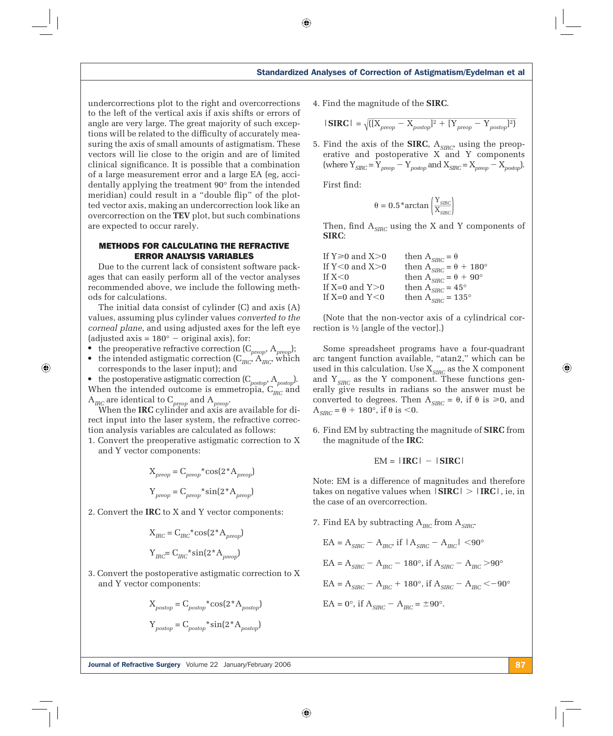undercorrections plot to the right and overcorrections to the left of the vertical axis if axis shifts or errors of angle are very large. The great majority of such exceptions will be related to the difficulty of accurately measuring the axis of small amounts of astigmatism. These vectors will lie close to the origin and are of limited clinical significance. It is possible that a combination of a large measurement error and a large EA (eg, accidentally applying the treatment 90° from the intended meridian) could result in a "double flip" of the plotted vector axis, making an undercorrection look like an overcorrection on the **TEV** plot, but such combinations are expected to occur rarely.

## METHODS FOR CALCULATING THE REFRACTIVE ERROR ANALYSIS VARIABLES

Due to the current lack of consistent software packages that can easily perform all of the vector analyses recommended above, we include the following methods for calculations.

The initial data consist of cylinder (C) and axis (A) values, assuming plus cylinder values *converted to the corneal plane*, and using adjusted axes for the left eye (adjusted axis = 180° − original axis), for:

- the preoperative refractive correction ($C_{preop}$, $A_{preop}$);
- the intended astigmatic correction ($C_{IRC}$, $A_{IRC}$, which corresponds to the laser input); and
- the postoperative astigmatic correction ($C_{postop}$, $A_{postop}$).

When the intended outcome is emmetropia, $C_{IRC}$ and $A_{IRC}$ are identical to $C_{preop}$ and $A_{preop}$.

When the **IRC** cylinder and axis are available for direct input into the laser system, the refractive correction analysis variables are calculated as follows:

1. Convert the preoperative astigmatic correction to X and Y vector components:

$$X_{preop} = C_{preop} * \cos(2 * A_{preop})$$

$$Y_{preop} = C_{preop} * \sin(2 * A_{preop})$$

2. Convert the **IRC** to X and Y vector components:

$$X_{IRC} = C_{IRC} * \cos(2 * A_{preop})$$

$$Y_{IRC} = C_{IRC} * \sin(2 * A_{preop})$$

3. Convert the postoperative astigmatic correction to X and Y vector components:

$$X_{postop} = C_{postop} * \cos(2 * A_{postop})$$

$$Y_{postop} = C_{postop} * \sin(2 * A_{postop})$$

4. Find the magnitude of the **SIRC**.

$$|\mathbf{SIRC}| = \sqrt{([X_{preop} - X_{postop}]^2 + [Y_{preop} - Y_{postop}]^2)}$$

5. Find the axis of the **SIRC**, $A_{SIRC}$, using the preoperative and postoperative X and Y components (where $Y_{SIRC} = Y_{preop} - Y_{postop}$ and $X_{SIRC} = X_{preop} - X_{postop}$).

   First find:

$$\theta = 0.5 * \arctan\left(\frac{Y_{SIRC}}{X_{SIRC}}\right)$$

   Then, find $A_{SIRC}$ using the X and Y components of **SIRC**:

   If Y≥0 and X>0 then $A_{SIRC} = \theta$
   If Y<0 and X>0 then $A_{SIRC} = \theta + 180°$
   If X<0 then $A_{SIRC} = \theta + 90°$
   If X=0 and Y>0 then $A_{SIRC} = 45°$
   If X=0 and Y<0 then $A_{SIRC} = 135°$

   (Note that the non-vector axis of a cylindrical correction is ½ [angle of the vector].)

Some spreadsheet programs have a four-quadrant arc tangent function available, "atan2," which can be used in this calculation. Use $X_{SIRC}$ as the X component and $Y_{SIRC}$ as the Y component. These functions generally give results in radians so the answer must be converted to degrees. Then $A_{SIRC} = \theta$, if $\theta$ is ≥0, and $A_{SIRC} = \theta + 180°$, if $\theta$ is <0.

6. Find EM by subtracting the magnitude of **SIRC** from the magnitude of the **IRC**:

$$EM = |\mathbf{IRC}| - |\mathbf{SIRC}|$$

Note: EM is a difference of magnitudes and therefore takes on negative values when $|\mathbf{SIRC}| > |\mathbf{IRC}|$, ie, in the case of an overcorrection.

7. Find EA by subtracting $A_{IRC}$ from $A_{SIRC}$.

$$EA = A_{SIRC} - A_{IRC}, \text{ if } |A_{SIRC} - A_{IRC}| < 90°$$

$$EA = A_{SIRC} - A_{IRC} - 180°, \text{ if } A_{SIRC} - A_{IRC} > 90°$$

$$EA = A_{SIRC} - A_{IRC} + 180°, \text{ if } A_{SIRC} - A_{IRC} < -90°$$

$$EA = 0°, \text{ if } A_{SIRC} - A_{IRC} = \pm 90°.$$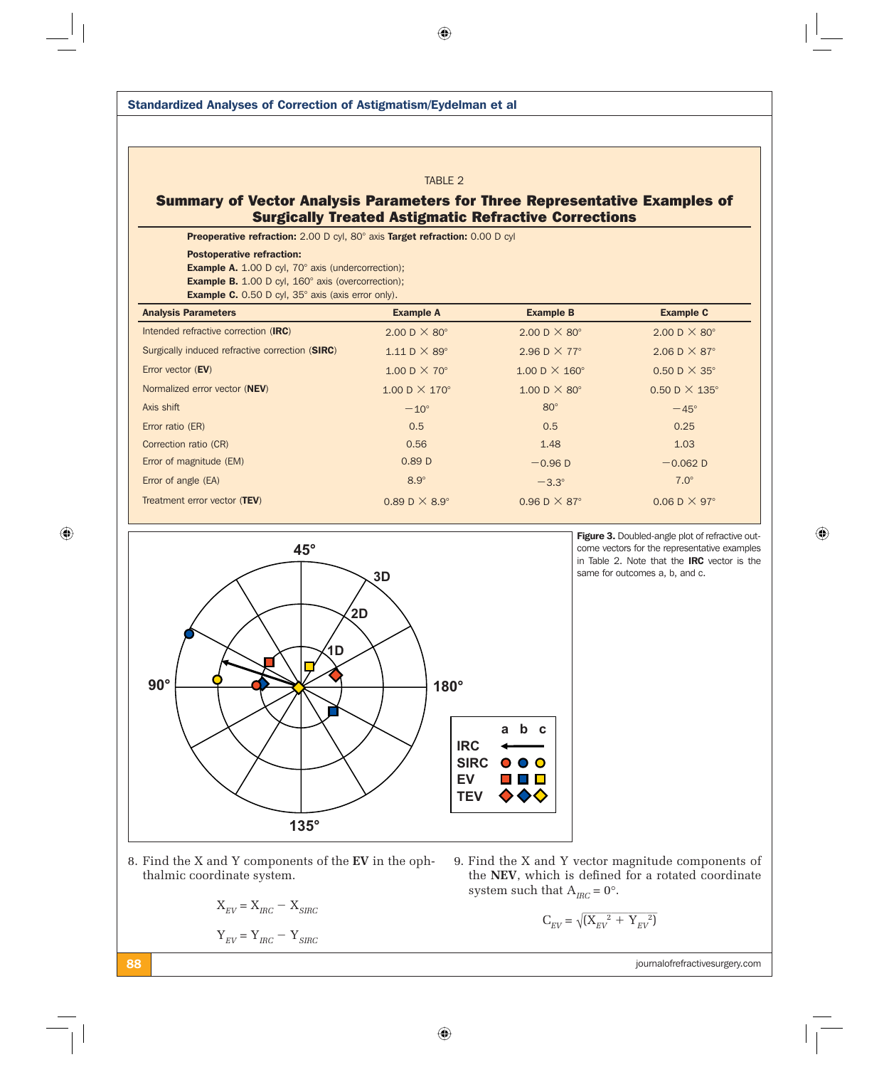TABLE 2

## Summary of Vector Analysis Parameters for Three Representative Examples of Surgically Treated Astigmatic Refractive Corrections

**Preoperative refraction:** 2.00 D cyl, 80° axis **Target refraction:** 0.00 D cyl

**Postoperative refraction:**
**Example A.** 1.00 D cyl, 70° axis (undercorrection);
**Example B.** 1.00 D cyl, 160° axis (overcorrection);
**Example C.** 0.50 D cyl, 35° axis (axis error only).

| Analysis Parameters | Example A | Example B | Example C |
|---|---|---|---|
| Intended refractive correction (**IRC**) | 2.00 D × 80° | 2.00 D × 80° | 2.00 D × 80° |
| Surgically induced refractive correction (**SIRC**) | 1.11 D × 89° | 2.96 D × 77° | 2.06 D × 87° |
| Error vector (**EV**) | 1.00 D × 70° | 1.00 D × 160° | 0.50 D × 35° |
| Normalized error vector (**NEV**) | 1.00 D × 170° | 1.00 D × 80° | 0.50 D × 135° |
| Axis shift | −10° | 80° | −45° |
| Error ratio (ER) | 0.5 | 0.5 | 0.25 |
| Correction ratio (CR) | 0.56 | 1.48 | 1.03 |
| Error of magnitude (EM) | 0.89 D | −0.96 D | −0.062 D |
| Error of angle (EA) | 8.9° | −3.3° | 7.0° |
| Treatment error vector (**TEV**) | 0.89 D × 8.9° | 0.96 D × 87° | 0.06 D × 97° |

**Figure 3.** Doubled-angle plot of refractive outcome vectors for the representative examples in Table 2. Note that the **IRC** vector is the same for outcomes a, b, and c.

8. Find the X and Y components of the **EV** in the ophthalmic coordinate system.

$$X_{EV} = X_{IRC} - X_{SIRC}$$

$$Y_{EV} = Y_{IRC} - Y_{SIRC}$$

9. Find the X and Y vector magnitude components of the **NEV**, which is defined for a rotated coordinate system such that $A_{IRC} = 0°$.

$$C_{EV} = \sqrt{(X_{EV}^{2} + Y_{EV}^{2})}$$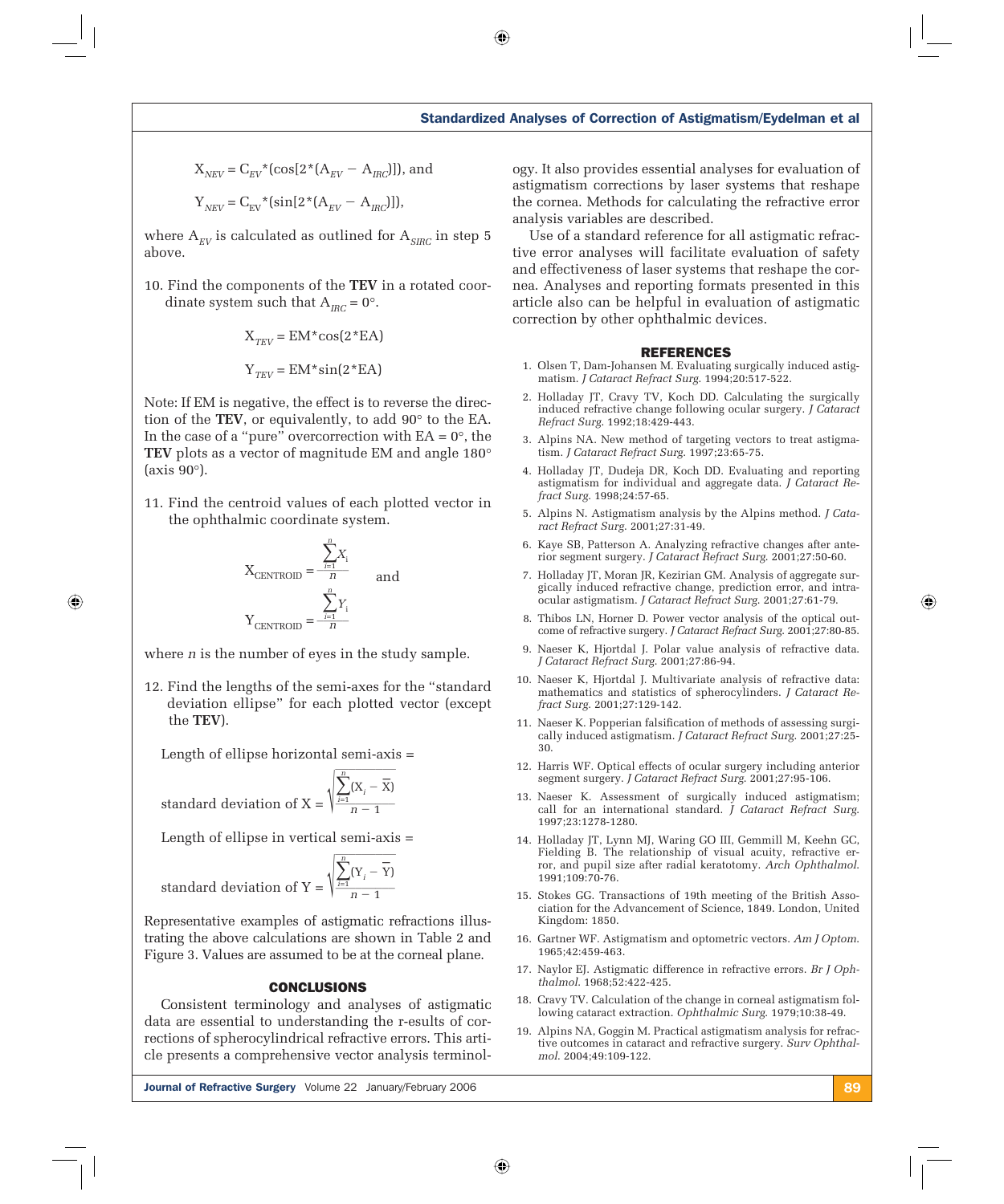$$X_{NEV} = C_{EV} * (\cos[2*(A_{EV} - A_{IRC})]), \text{ and}$$

$$Y_{NEV} = C_{EV} * (\sin[2*(A_{EV} - A_{IRC})]),$$

where $A_{EV}$ is calculated as outlined for $A_{SIRC}$ in step 5 above.

10. Find the components of the **TEV** in a rotated coordinate system such that $A_{IRC} = 0°$.

$$X_{TEV} = EM*\cos(2*EA)$$

$$Y_{TEV} = EM*\sin(2*EA)$$

Note: If EM is negative, the effect is to reverse the direction of the **TEV**, or equivalently, to add 90° to the EA. In the case of a "pure" overcorrection with EA = 0°, the **TEV** plots as a vector of magnitude EM and angle 180° (axis 90°).

11. Find the centroid values of each plotted vector in the ophthalmic coordinate system.

$$X_{CENTROID} = \frac{\sum_{i=1}^{n} X_i}{n} \quad \text{and}$$

$$Y_{CENTROID} = \frac{\sum_{i=1}^{n} Y_i}{n}$$

where $n$ is the number of eyes in the study sample.

12. Find the lengths of the semi-axes for the "standard deviation ellipse" for each plotted vector (except the **TEV**).

Length of ellipse horizontal semi-axis =

$$\text{standard deviation of X} = \sqrt{\frac{\sum_{i=1}^{n}(X_i - \bar{X})}{n-1}}$$

Length of ellipse in vertical semi-axis =

$$\text{standard deviation of Y} = \sqrt{\frac{\sum_{i=1}^{n}(Y_i - \bar{Y})}{n-1}}$$

Representative examples of astigmatic refractions illustrating the above calculations are shown in Table 2 and Figure 3. Values are assumed to be at the corneal plane.

## CONCLUSIONS

Consistent terminology and analyses of astigmatic data are essential to understanding the r-esults of corrections of spherocylindrical refractive errors. This article presents a comprehensive vector analysis terminology. It also provides essential analyses for evaluation of astigmatism corrections by laser systems that reshape the cornea. Methods for calculating the refractive error analysis variables are described.

Use of a standard reference for all astigmatic refractive error analyses will facilitate evaluation of safety and effectiveness of laser systems that reshape the cornea. Analyses and reporting formats presented in this article also can be helpful in evaluation of astigmatic correction by other ophthalmic devices.

## REFERENCES

1. Olsen T, Dam-Johansen M. Evaluating surgically induced astigmatism. *J Cataract Refract Surg.* 1994;20:517-522.
2. Holladay JT, Cravy TV, Koch DD. Calculating the surgically induced refractive change following ocular surgery. *J Cataract Refract Surg.* 1992;18:429-443.
3. Alpins NA. New method of targeting vectors to treat astigmatism. *J Cataract Refract Surg.* 1997;23:65-75.
4. Holladay JT, Dudeja DR, Koch DD. Evaluating and reporting astigmatism for individual and aggregate data. *J Cataract Refract Surg.* 1998;24:57-65.
5. Alpins N. Astigmatism analysis by the Alpins method. *J Cataract Refract Surg.* 2001;27:31-49.
6. Kaye SB, Patterson A. Analyzing refractive changes after anterior segment surgery. *J Cataract Refract Surg.* 2001;27:50-60.
7. Holladay JT, Moran JR, Kezirian GM. Analysis of aggregate surgically induced refractive change, prediction error, and intraocular astigmatism. *J Cataract Refract Surg.* 2001;27:61-79.
8. Thibos LN, Horner D. Power vector analysis of the optical outcome of refractive surgery. *J Cataract Refract Surg.* 2001;27:80-85.
9. Naeser K, Hjortdal J. Polar value analysis of refractive data. *J Cataract Refract Surg.* 2001;27:86-94.
10. Naeser K, Hjortdal J. Multivariate analysis of refractive data: mathematics and statistics of spherocylinders. *J Cataract Refract Surg.* 2001;27:129-142.
11. Naeser K. Popperian falsification of methods of assessing surgically induced astigmatism. *J Cataract Refract Surg.* 2001;27:25-30.
12. Harris WF. Optical effects of ocular surgery including anterior segment surgery. *J Cataract Refract Surg.* 2001;27:95-106.
13. Naeser K. Assessment of surgically induced astigmatism; call for an international standard. *J Cataract Refract Surg.* 1997;23:1278-1280.
14. Holladay JT, Lynn MJ, Waring GO III, Gemmill M, Keehn GC, Fielding B. The relationship of visual acuity, refractive error, and pupil size after radial keratotomy. *Arch Ophthalmol.* 1991;109:70-76.
15. Stokes GG. Transactions of 19th meeting of the British Association for the Advancement of Science, 1849. London, United Kingdom: 1850.
16. Gartner WF. Astigmatism and optometric vectors. *Am J Optom.* 1965;42:459-463.
17. Naylor EJ. Astigmatic difference in refractive errors. *Br J Ophthalmol.* 1968;52:422-425.
18. Cravy TV. Calculation of the change in corneal astigmatism following cataract extraction. *Ophthalmic Surg.* 1979;10:38-49.
19. Alpins NA, Goggin M. Practical astigmatism analysis for refractive outcomes in cataract and refractive surgery. *Surv Ophthalmol.* 2004;49:109-122.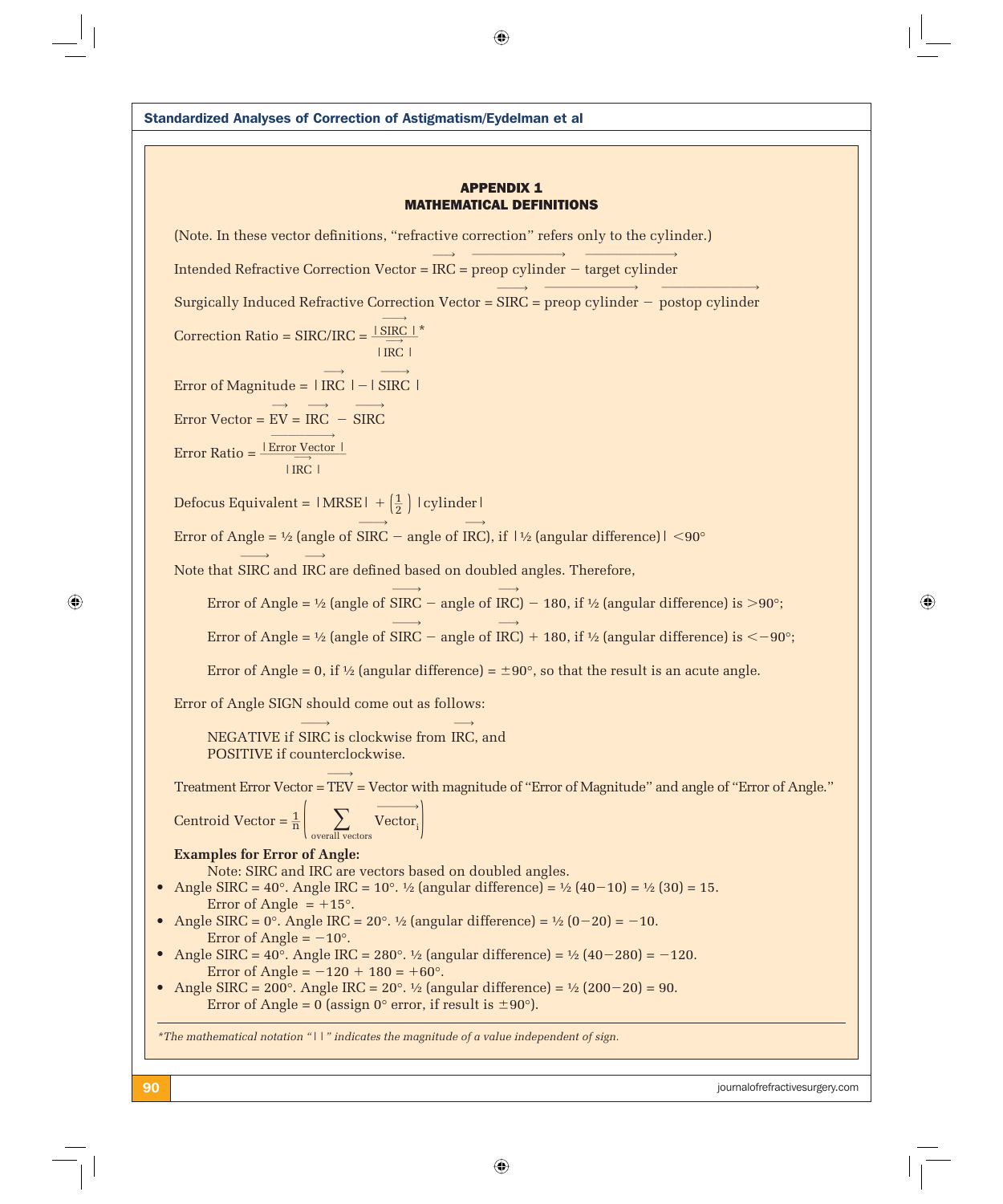## APPENDIX 1
## MATHEMATICAL DEFINITIONS

(Note. In these vector definitions, "refractive correction" refers only to the cylinder.)

Intended Refractive Correction Vector = $\overrightarrow{\text{IRC}} = \overrightarrow{\text{preop cylinder}} - \overrightarrow{\text{target cylinder}}$

Surgically Induced Refractive Correction Vector = $\overrightarrow{\text{SIRC}} = \overrightarrow{\text{preop cylinder}} - \overrightarrow{\text{postop cylinder}}$

Correction Ratio = SIRC/IRC = $\dfrac{|\overrightarrow{\text{SIRC}}|}{|\overrightarrow{\text{IRC}}|}$*

Error of Magnitude = $|\overrightarrow{\text{IRC}}| - |\overrightarrow{\text{SIRC}}|$

Error Vector = $\overrightarrow{\text{EV}} = \overrightarrow{\text{IRC}} - \overrightarrow{\text{SIRC}}$

Error Ratio = $\dfrac{|\overrightarrow{\text{Error Vector}}|}{|\overrightarrow{\text{IRC}}|}$

Defocus Equivalent = $|\text{MRSE}| + \left(\frac{1}{2}\right)|\text{cylinder}|$

Error of Angle = ½ (angle of $\overrightarrow{\text{SIRC}}$ − angle of $\overrightarrow{\text{IRC}}$), if |½ (angular difference)| <90°

Note that $\overrightarrow{\text{SIRC}}$ and $\overrightarrow{\text{IRC}}$ are defined based on doubled angles. Therefore,

Error of Angle = ½ (angle of $\overrightarrow{\text{SIRC}}$ − angle of $\overrightarrow{\text{IRC}}$) − 180, if ½ (angular difference) is >90°;

Error of Angle = ½ (angle of $\overrightarrow{\text{SIRC}}$ − angle of $\overrightarrow{\text{IRC}}$) + 180, if ½ (angular difference) is <−90°;

Error of Angle = 0, if ½ (angular difference) = ±90°, so that the result is an acute angle.

Error of Angle SIGN should come out as follows:

NEGATIVE if $\overrightarrow{\text{SIRC}}$ is clockwise from $\overrightarrow{\text{IRC}}$, and
POSITIVE if counterclockwise.

Treatment Error Vector = $\overrightarrow{\text{TEV}}$ = Vector with magnitude of "Error of Magnitude" and angle of "Error of Angle."

Centroid Vector = $\frac{1}{n}\left(\sum_{\text{overall vectors}} \overrightarrow{\text{Vector}_i}\right)$

**Examples for Error of Angle:**

Note: SIRC and IRC are vectors based on doubled angles.

- Angle SIRC = 40°. Angle IRC = 10°. ½ (angular difference) = ½ (40−10) = ½ (30) = 15.
  Error of Angle = +15°.
- Angle SIRC = 0°. Angle IRC = 20°. ½ (angular difference) = ½ (0−20) = −10.
  Error of Angle = −10°.
- Angle SIRC = 40°. Angle IRC = 280°. ½ (angular difference) = ½ (40−280) = −120.
  Error of Angle = −120 + 180 = +60°.
- Angle SIRC = 200°. Angle IRC = 20°. ½ (angular difference) = ½ (200−20) = 90.
  Error of Angle = 0 (assign 0° error, if result is ±90°).

*\*The mathematical notation "| |" indicates the magnitude of a value independent of sign.*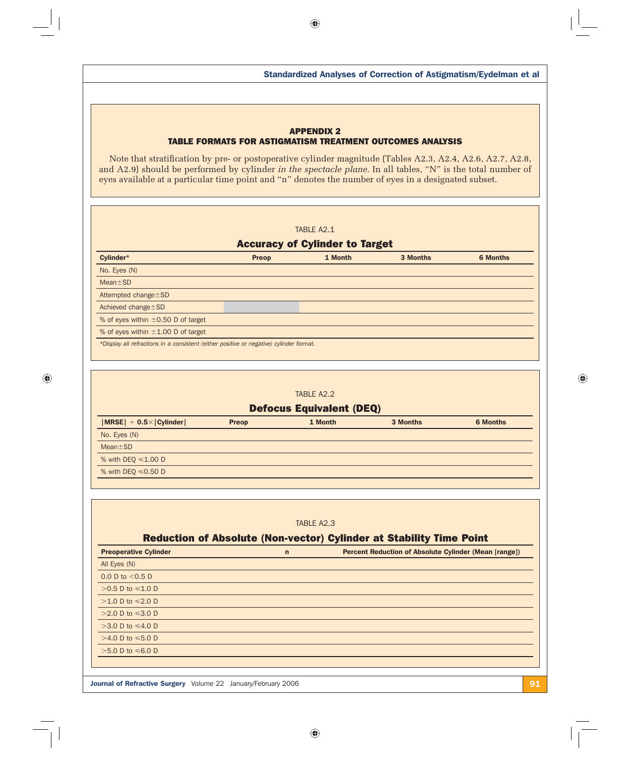## APPENDIX 2
## TABLE FORMATS FOR ASTIGMATISM TREATMENT OUTCOMES ANALYSIS

Note that stratification by pre- or postoperative cylinder magnitude (Tables A2.3, A2.4, A2.6, A2.7, A2.8, and A2.9) should be performed by cylinder *in the spectacle plane*. In all tables, "N" is the total number of eyes available at a particular time point and "n" denotes the number of eyes in a designated subset.

TABLE A2.1

**Accuracy of Cylinder to Target**

| Cylinder* | Preop | 1 Month | 3 Months | 6 Months |
|---|---|---|---|---|
| No. Eyes (N) | | | | |
| Mean±SD | | | | |
| Attempted change±SD | | | | |
| Achieved change±SD | | | | |
| % of eyes within ±0.50 D of target | | | | |
| % of eyes within ±1.00 D of target | | | | |

*Display all refractions in a consistent (either positive or negative) cylinder format.*

TABLE A2.2

**Defocus Equivalent (DEQ)**

| \|MRSE\| + 0.5×\|Cylinder\| | Preop | 1 Month | 3 Months | 6 Months |
|---|---|---|---|---|
| No. Eyes (N) | | | | |
| Mean±SD | | | | |
| % with DEQ ≤1.00 D | | | | |
| % with DEQ ≤0.50 D | | | | |

TABLE A2.3

**Reduction of Absolute (Non-vector) Cylinder at Stability Time Point**

| Preoperative Cylinder | n | Percent Reduction of Absolute Cylinder (Mean [range]) |
|---|---|---|
| All Eyes (N) | | |
| 0.0 D to <0.5 D | | |
| >0.5 D to ≤1.0 D | | |
| >1.0 D to ≤2.0 D | | |
| >2.0 D to ≤3.0 D | | |
| >3.0 D to ≤4.0 D | | |
| >4.0 D to ≤5.0 D | | |
| >5.0 D to ≤6.0 D | | |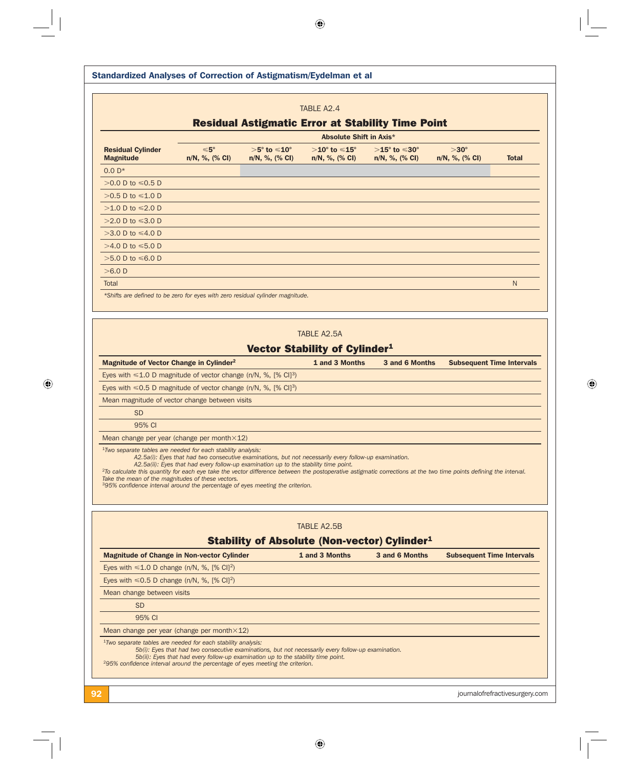TABLE A2.4

**Residual Astigmatic Error at Stability Time Point**

| Residual Cylinder Magnitude | Absolute Shift in Axis* | | | | | |
|---|---|---|---|---|---|---|
| | ≤5° n/N, %, (% CI) | >5° to ≤10° n/N, %, (% CI) | >10° to ≤15° n/N, %, (% CI) | >15° to ≤30° n/N, %, (% CI) | >30° n/N, %, (% CI) | Total |
| 0.0 D* | | | | | | |
| >0.0 D to ≤0.5 D | | | | | | |
| >0.5 D to ≤1.0 D | | | | | | |
| >1.0 D to ≤2.0 D | | | | | | |
| >2.0 D to ≤3.0 D | | | | | | |
| >3.0 D to ≤4.0 D | | | | | | |
| >4.0 D to ≤5.0 D | | | | | | |
| >5.0 D to ≤6.0 D | | | | | | |
| >6.0 D | | | | | | |
| Total | | | | | | N |

*Shifts are defined to be zero for eyes with zero residual cylinder magnitude.*

TABLE A2.5A

**Vector Stability of Cylinder[1]**

| Magnitude of Vector Change in Cylinder[2] | 1 and 3 Months | 3 and 6 Months | Subsequent Time Intervals |
|---|---|---|---|
| Eyes with ≤1.0 D magnitude of vector change (n/N, %, [% CI][3]) | | | |
| Eyes with ≤0.5 D magnitude of vector change (n/N, %, [% CI][3]) | | | |
| Mean magnitude of vector change between visits | | | |
| SD | | | |
| 95% CI | | | |
| Mean change per year (change per month×12) | | | |

[1]*Two separate tables are needed for each stability analysis:*
*A2.5a(i): Eyes that had two consecutive examinations, but not necessarily every follow-up examination.*
*A2.5a(ii): Eyes that had every follow-up examination up to the stability time point.*
[2]*To calculate this quantity for each eye take the vector difference between the postoperative astigmatic corrections at the two time points defining the interval. Take the mean of the magnitudes of these vectors.*
[3]*95% confidence interval around the percentage of eyes meeting the criterion.*

TABLE A2.5B

**Stability of Absolute (Non-vector) Cylinder[1]**

| Magnitude of Change in Non-vector Cylinder | 1 and 3 Months | 3 and 6 Months | Subsequent Time Intervals |
|---|---|---|---|
| Eyes with ≤1.0 D change (n/N, %, [% CI][2]) | | | |
| Eyes with ≤0.5 D change (n/N, %, [% CI][2]) | | | |
| Mean change between visits | | | |
| SD | | | |
| 95% CI | | | |
| Mean change per year (change per month×12) | | | |

[1]*Two separate tables are needed for each stability analysis:*
*5b(i): Eyes that had two consecutive examinations, but not necessarily every follow-up examination.*
*5b(ii): Eyes that had every follow-up examination up to the stability time point.*
[2]*95% confidence interval around the percentage of eyes meeting the criterion.*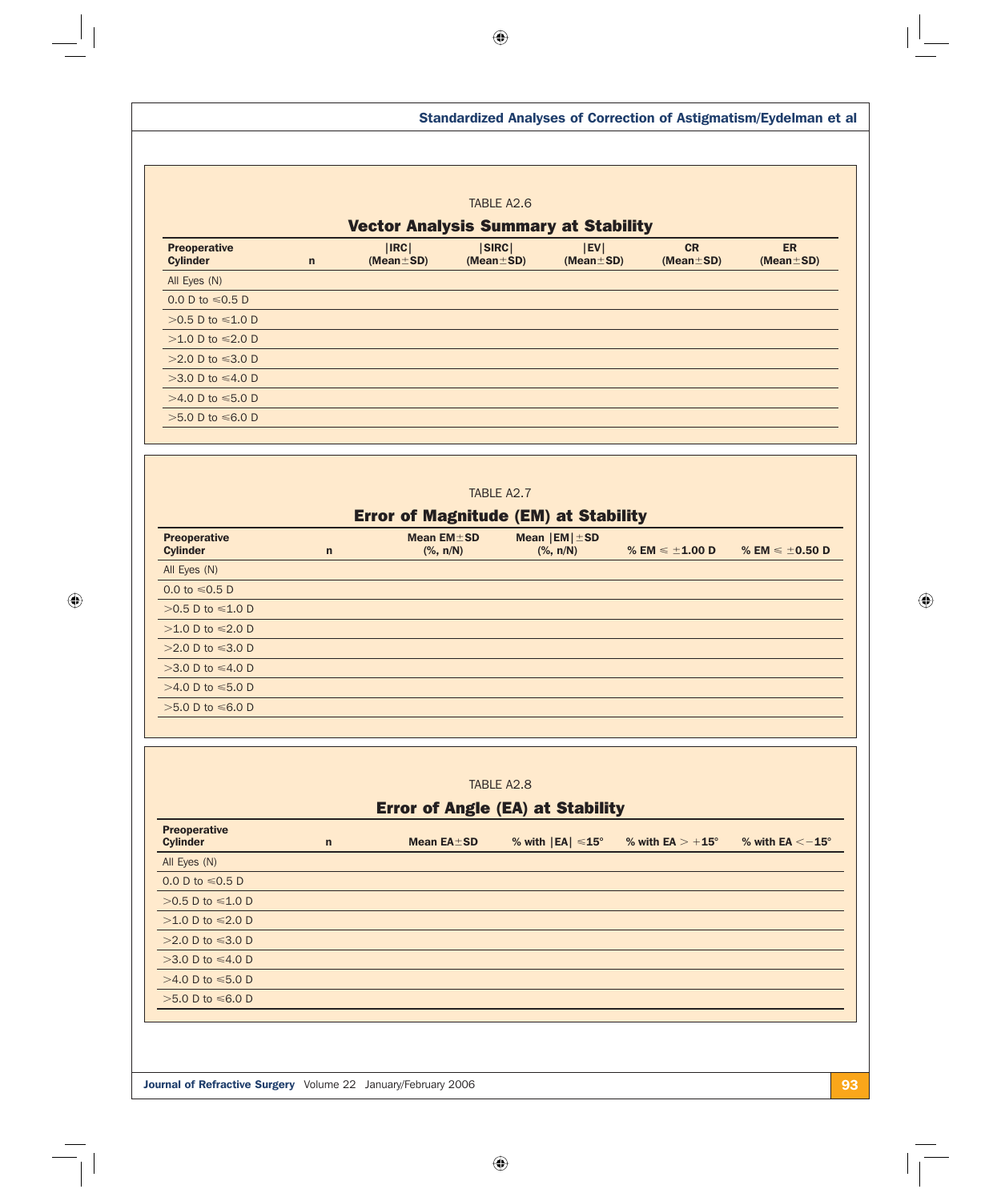TABLE A2.6

**Vector Analysis Summary at Stability**

| Preoperative Cylinder | n | \|IRC\| (Mean±SD) | \|SIRC\| (Mean±SD) | \|EV\| (Mean±SD) | CR (Mean±SD) | ER (Mean±SD) |
|---|---|---|---|---|---|---|
| All Eyes (N) | | | | | | |
| 0.0 D to ≤0.5 D | | | | | | |
| >0.5 D to ≤1.0 D | | | | | | |
| >1.0 D to ≤2.0 D | | | | | | |
| >2.0 D to ≤3.0 D | | | | | | |
| >3.0 D to ≤4.0 D | | | | | | |
| >4.0 D to ≤5.0 D | | | | | | |
| >5.0 D to ≤6.0 D | | | | | | |

TABLE A2.7

**Error of Magnitude (EM) at Stability**

| Preoperative Cylinder | n | Mean EM±SD (%, n/N) | Mean \|EM\|±SD (%, n/N) | % EM ≤ ±1.00 D | % EM ≤ ±0.50 D |
|---|---|---|---|---|---|
| All Eyes (N) | | | | | |
| 0.0 to ≤0.5 D | | | | | |
| >0.5 D to ≤1.0 D | | | | | |
| >1.0 D to ≤2.0 D | | | | | |
| >2.0 D to ≤3.0 D | | | | | |
| >3.0 D to ≤4.0 D | | | | | |
| >4.0 D to ≤5.0 D | | | | | |
| >5.0 D to ≤6.0 D | | | | | |

TABLE A2.8

**Error of Angle (EA) at Stability**

| Preoperative Cylinder | n | Mean EA±SD | % with \|EA\| ≤15° | % with EA > +15° | % with EA <−15° |
|---|---|---|---|---|---|
| All Eyes (N) | | | | | |
| 0.0 D to ≤0.5 D | | | | | |
| >0.5 D to ≤1.0 D | | | | | |
| >1.0 D to ≤2.0 D | | | | | |
| >2.0 D to ≤3.0 D | | | | | |
| >3.0 D to ≤4.0 D | | | | | |
| >4.0 D to ≤5.0 D | | | | | |
| >5.0 D to ≤6.0 D | | | | | |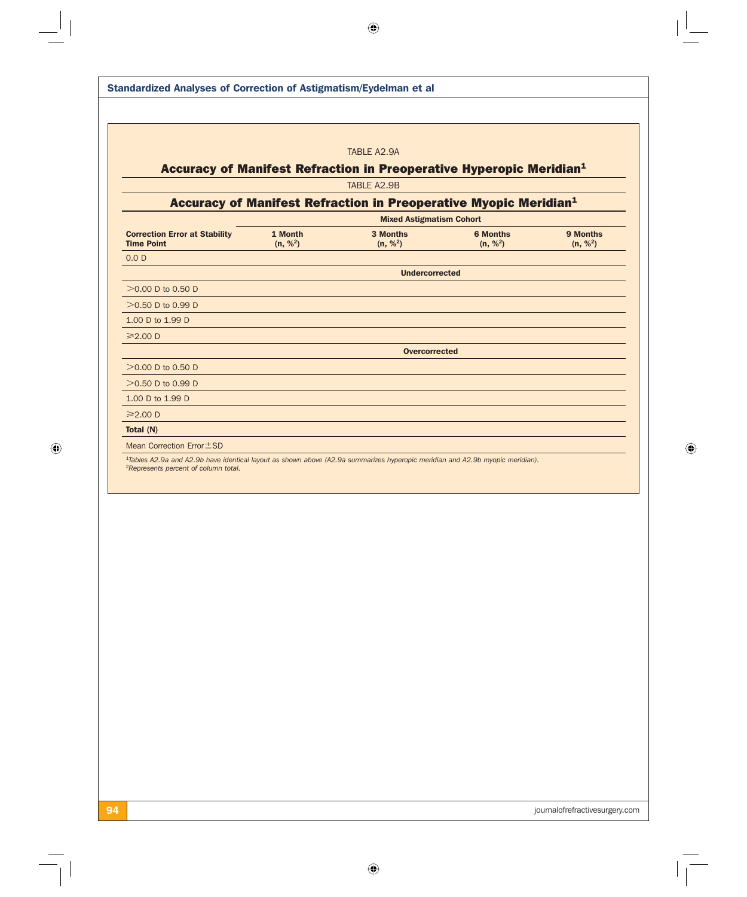TABLE A2.9A

## Accuracy of Manifest Refraction in Preoperative Hyperopic Meridian[1]

TABLE A2.9B

## Accuracy of Manifest Refraction in Preoperative Myopic Meridian[1]

| | Mixed Astigmatism Cohort | | | |
|---|---|---|---|---|
| **Correction Error at Stability Time Point** | **1 Month (n, %[2])** | **3 Months (n, %[2])** | **6 Months (n, %[2])** | **9 Months (n, %[2])** |
| 0.0 D | | | | |
| | **Undercorrected** | | | |
| >0.00 D to 0.50 D | | | | |
| >0.50 D to 0.99 D | | | | |
| 1.00 D to 1.99 D | | | | |
| ≥2.00 D | | | | |
| | **Overcorrected** | | | |
| >0.00 D to 0.50 D | | | | |
| >0.50 D to 0.99 D | | | | |
| 1.00 D to 1.99 D | | | | |
| ≥2.00 D | | | | |
| **Total (N)** | | | | |
| Mean Correction Error±SD | | | | |

[1]*Tables A2.9a and A2.9b have identical layout as shown above (A2.9a summarizes hyperopic meridian and A2.9b myopic meridian).*
[2]*Represents percent of column total.*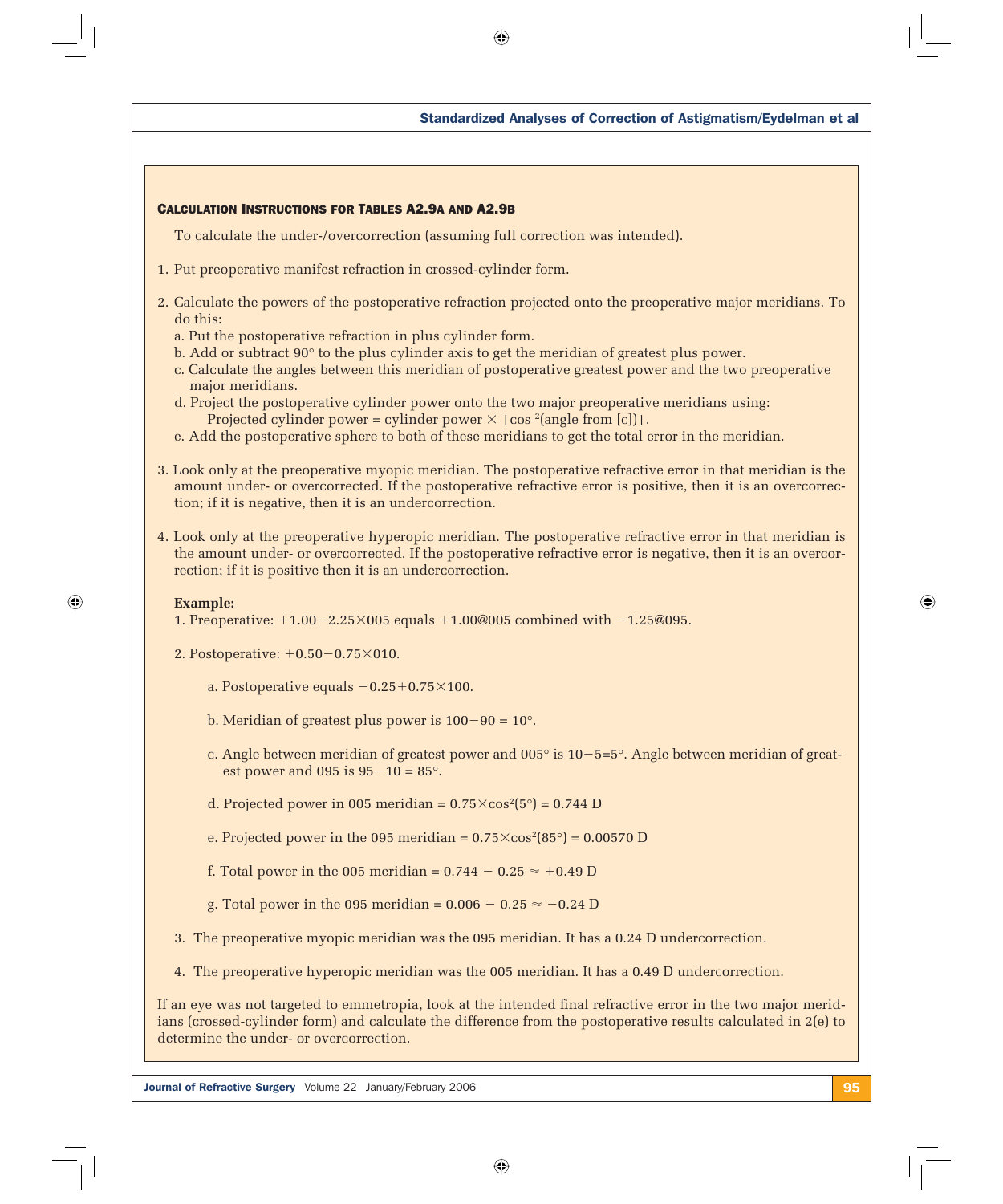### CALCULATION INSTRUCTIONS FOR TABLES A2.9A AND A2.9B

To calculate the under-/overcorrection (assuming full correction was intended).

1. Put preoperative manifest refraction in crossed-cylinder form.

2. Calculate the powers of the postoperative refraction projected onto the preoperative major meridians. To do this:
   a. Put the postoperative refraction in plus cylinder form.
   b. Add or subtract 90° to the plus cylinder axis to get the meridian of greatest plus power.
   c. Calculate the angles between this meridian of postoperative greatest power and the two preoperative major meridians.
   d. Project the postoperative cylinder power onto the two major preoperative meridians using:
      Projected cylinder power = cylinder power × $|\cos^2(\text{angle from [c]})|$.
   e. Add the postoperative sphere to both of these meridians to get the total error in the meridian.

3. Look only at the preoperative myopic meridian. The postoperative refractive error in that meridian is the amount under- or overcorrected. If the postoperative refractive error is positive, then it is an overcorrection; if it is negative, then it is an undercorrection.

4. Look only at the preoperative hyperopic meridian. The postoperative refractive error in that meridian is the amount under- or overcorrected. If the postoperative refractive error is negative, then it is an overcorrection; if it is positive then it is an undercorrection.

**Example:**

1. Preoperative: +1.00−2.25×005 equals +1.00@005 combined with −1.25@095.

2. Postoperative: +0.50−0.75×010.

   a. Postoperative equals −0.25+0.75×100.

   b. Meridian of greatest plus power is 100−90 = 10°.

   c. Angle between meridian of greatest power and 005° is 10−5=5°. Angle between meridian of greatest power and 095 is 95−10 = 85°.

   d. Projected power in 005 meridian = $0.75 \times \cos^2(5°) = 0.744$ D

   e. Projected power in the 095 meridian = $0.75 \times \cos^2(85°) = 0.00570$ D

   f. Total power in the 005 meridian = $0.744 - 0.25 \approx +0.49$ D

   g. Total power in the 095 meridian = $0.006 - 0.25 \approx -0.24$ D

3. The preoperative myopic meridian was the 095 meridian. It has a 0.24 D undercorrection.

4. The preoperative hyperopic meridian was the 005 meridian. It has a 0.49 D undercorrection.

If an eye was not targeted to emmetropia, look at the intended final refractive error in the two major meridians (crossed-cylinder form) and calculate the difference from the postoperative results calculated in 2(e) to determine the under- or overcorrection.